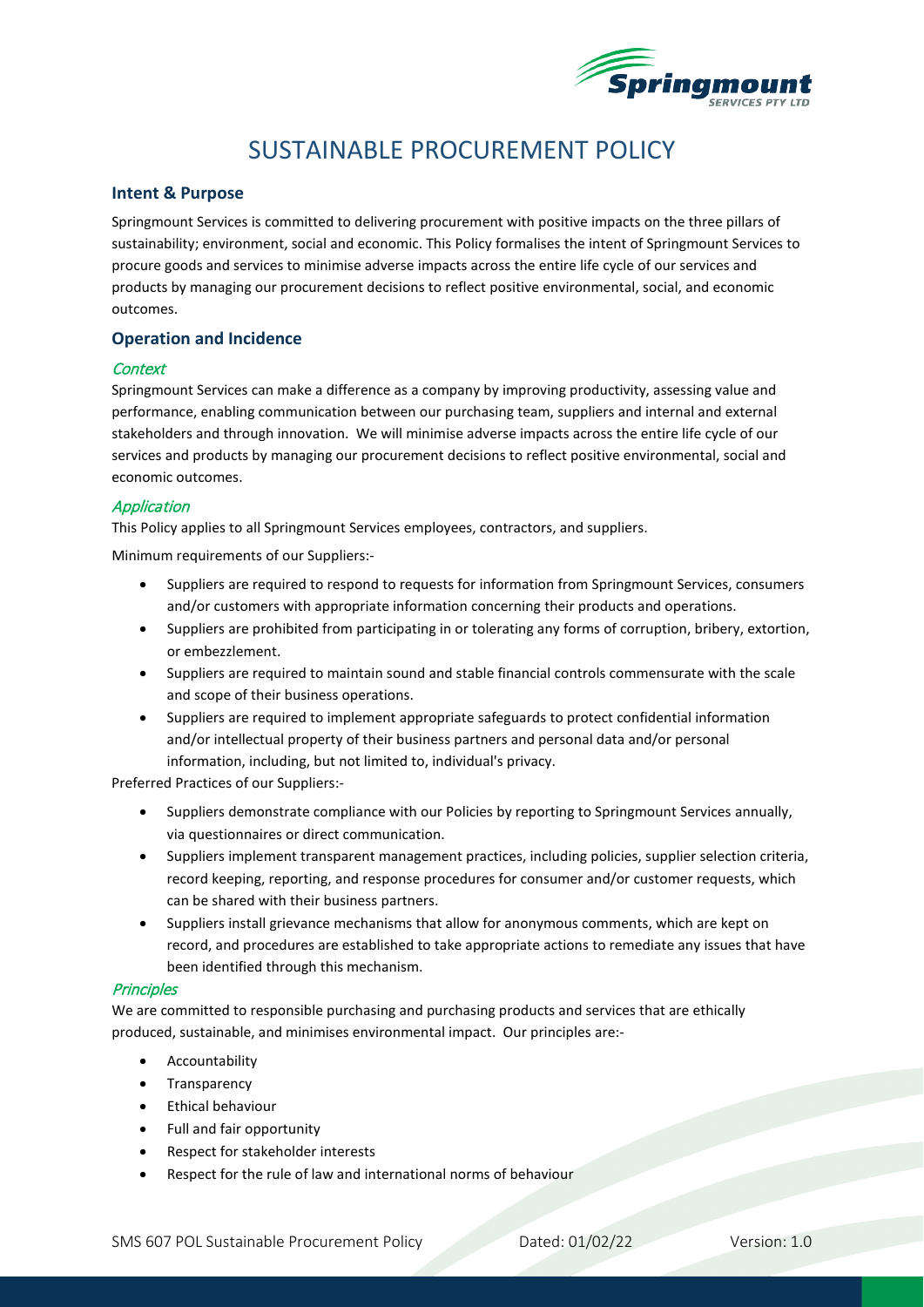# SUSTAINABLE PROCUREMENT POLICY

## Intent & Purpose

Springmount Services is committed to delivering procurement with positive impacts on the three pillars of sustainability; environment, social and economic. This Policy formalises the intent of Springmount Services to procure goods and services to minimise adverse impacts across the entire life cycle of our services and products by managing our procurement decisions to reflect positive environmental, social, and economic outcomes.

## Operation and Incidence

### *Context*

Springmount Services can make a difference as a company by improving productivity, assessing value and performance, enabling communication between our purchasing team, suppliers and internal and external stakeholders and through innovation. We will minimise adverse impacts across the entire life cycle of our services and products by managing our procurement decisions to reflect positive environmental, social and economic outcomes.

### *Application*

This Policy applies to all Springmount Services employees, contractors, and suppliers.

Minimum requirements of our Suppliers:-

- Suppliers are required to respond to requests for information from Springmount Services, consumers and/or customers with appropriate information concerning their products and operations.
- Suppliers are prohibited from participating in or tolerating any forms of corruption, bribery, extortion, or embezzlement.
- Suppliers are required to maintain sound and stable financial controls commensurate with the scale and scope of their business operations.
- Suppliers are required to implement appropriate safeguards to protect confidential information and/or intellectual property of their business partners and personal data and/or personal information, including, but not limited to, individual's privacy.

Preferred Practices of our Suppliers:-

- Suppliers demonstrate compliance with our Policies by reporting to Springmount Services annually, via questionnaires or direct communication.
- Suppliers implement transparent management practices, including policies, supplier selection criteria, record keeping, reporting, and response procedures for consumer and/or customer requests, which can be shared with their business partners.
- Suppliers install grievance mechanisms that allow for anonymous comments, which are kept on record, and procedures are established to take appropriate actions to remediate any issues that have been identified through this mechanism.

### *Principles*

We are committed to responsible purchasing and purchasing products and services that are ethically produced, sustainable, and minimises environmental impact. Our principles are:-

- Accountability
- Transparency
- Ethical behaviour
- Full and fair opportunity
- Respect for stakeholder interests
- Respect for the rule of law and international norms of behaviour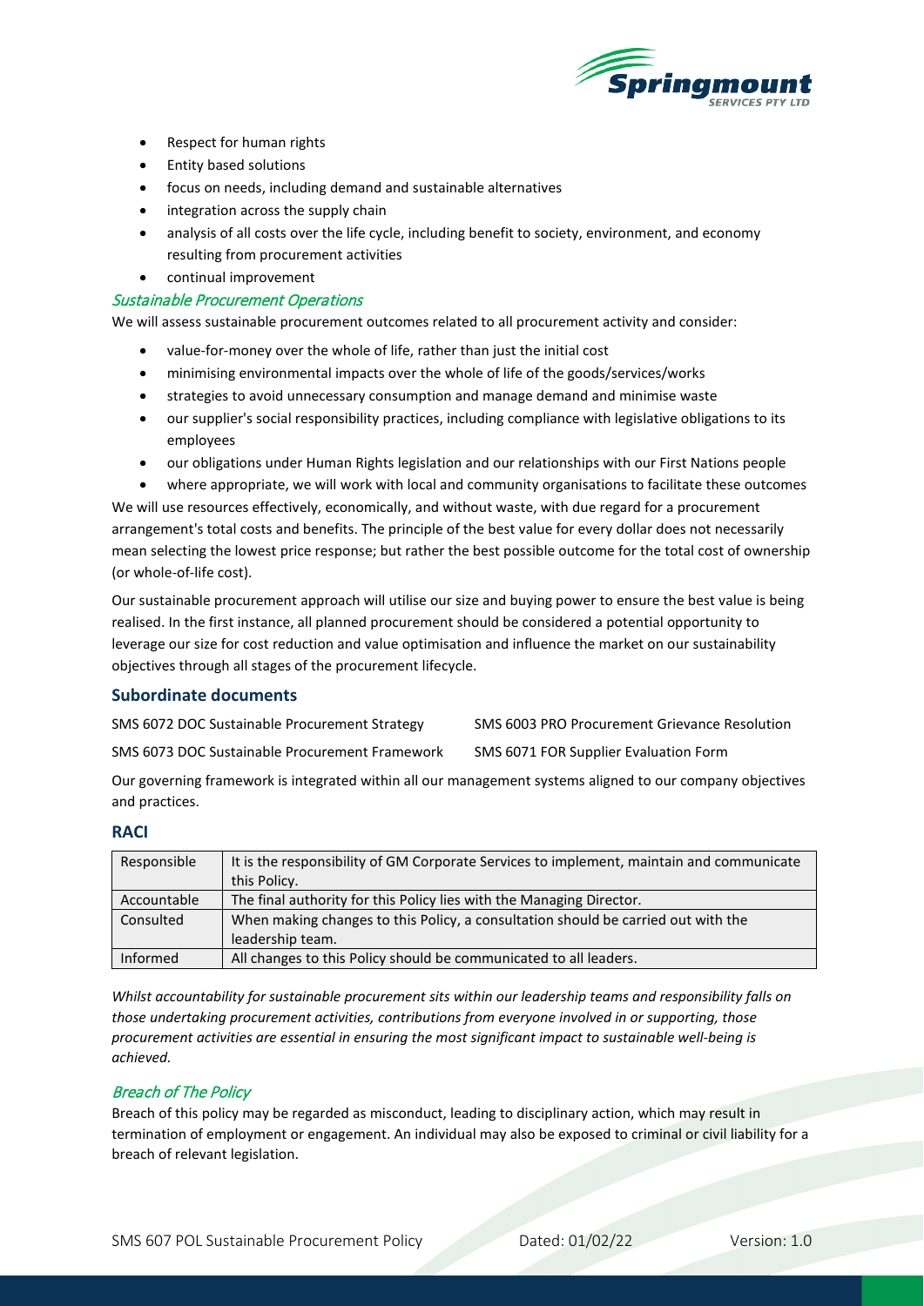- Respect for human rights
- Entity based solutions
- focus on needs, including demand and sustainable alternatives
- integration across the supply chain
- analysis of all costs over the life cycle, including benefit to society, environment, and economy resulting from procurement activities
- continual improvement

### *Sustainable Procurement Operations*

We will assess sustainable procurement outcomes related to all procurement activity and consider:

- value-for-money over the whole of life, rather than just the initial cost
- minimising environmental impacts over the whole of life of the goods/services/works
- strategies to avoid unnecessary consumption and manage demand and minimise waste
- our supplier's social responsibility practices, including compliance with legislative obligations to its employees
- our obligations under Human Rights legislation and our relationships with our First Nations people
- where appropriate, we will work with local and community organisations to facilitate these outcomes

We will use resources effectively, economically, and without waste, with due regard for a procurement arrangement's total costs and benefits. The principle of the best value for every dollar does not necessarily mean selecting the lowest price response; but rather the best possible outcome for the total cost of ownership (or whole-of-life cost).

Our sustainable procurement approach will utilise our size and buying power to ensure the best value is being realised. In the first instance, all planned procurement should be considered a potential opportunity to leverage our size for cost reduction and value optimisation and influence the market on our sustainability objectives through all stages of the procurement lifecycle.

## Subordinate documents

SMS 6072 DOC Sustainable Procurement Strategy

SMS 6073 DOC Sustainable Procurement Framework

SMS 6003 PRO Procurement Grievance Resolution

SMS 6071 FOR Supplier Evaluation Form

Our governing framework is integrated within all our management systems aligned to our company objectives and practices.

## RACI

| | |
|---|---|
| Responsible | It is the responsibility of GM Corporate Services to implement, maintain and communicate this Policy. |
| Accountable | The final authority for this Policy lies with the Managing Director. |
| Consulted | When making changes to this Policy, a consultation should be carried out with the leadership team. |
| Informed | All changes to this Policy should be communicated to all leaders. |

*Whilst accountability for sustainable procurement sits within our leadership teams and responsibility falls on those undertaking procurement activities, contributions from everyone involved in or supporting, those procurement activities are essential in ensuring the most significant impact to sustainable well-being is achieved.*

### *Breach of The Policy*

Breach of this policy may be regarded as misconduct, leading to disciplinary action, which may result in termination of employment or engagement. An individual may also be exposed to criminal or civil liability for a breach of relevant legislation.